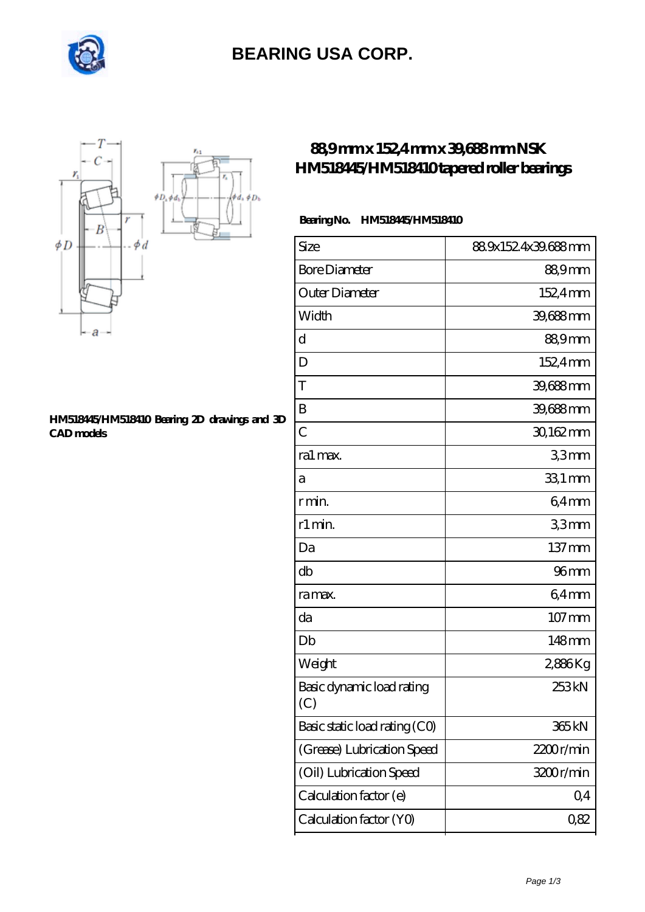# BEARING USA CORP.

## 88,9 mm x 152,4 mm x 39,688 mm NSK HM518445/HM518410 tapered roller bearings

**HM518445/HM518410 Bearing 2D drawings and 3D CAD models**

**Bearing No.** **HM518445/HM518410**

| Size | 88.9x152.4x39.688 mm |
|---|---|
| Bore Diameter | 88,9 mm |
| Outer Diameter | 152,4 mm |
| Width | 39,688 mm |
| d | 88,9 mm |
| D | 152,4 mm |
| T | 39,688 mm |
| B | 39,688 mm |
| C | 30,162 mm |
| ra1 max. | 3,3 mm |
| a | 33,1 mm |
| r min. | 6,4 mm |
| r1 min. | 3,3 mm |
| Da | 137 mm |
| db | 96 mm |
| ra max. | 6,4 mm |
| da | 107 mm |
| Db | 148 mm |
| Weight | 2,886 Kg |
| Basic dynamic load rating (C) | 253 kN |
| Basic static load rating (C0) | 365 kN |
| (Grease) Lubrication Speed | 2200 r/min |
| (Oil) Lubrication Speed | 3200 r/min |
| Calculation factor (e) | 0,4 |
| Calculation factor (Y0) | 0,82 |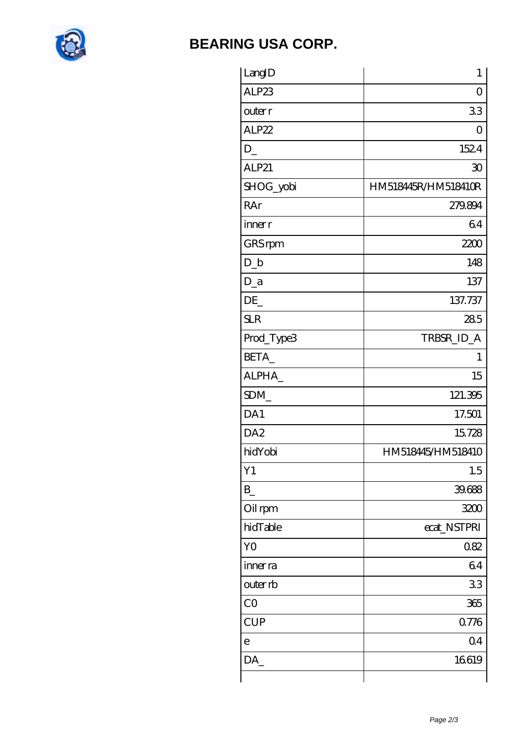| LangID | 1 |
|---|---|
| ALP23 | 0 |
| outer r | 3.3 |
| ALP22 | 0 |
| D_ | 152.4 |
| ALP21 | 30 |
| SHOG_yobi | HM518445R/HM518410R |
| RAr | 279.894 |
| inner r | 6.4 |
| GRS rpm | 2200 |
| D_b | 148 |
| D_a | 137 |
| DE_ | 137.737 |
| SLR | 28.5 |
| Prod_Type3 | TRBSR_ID_A |
| BETA_ | 1 |
| ALPHA_ | 15 |
| SDM_ | 121.395 |
| DA1 | 17.501 |
| DA2 | 15.728 |
| hidYobi | HM518445/HM518410 |
| Y1 | 1.5 |
| B_ | 39.688 |
| Oil rpm | 3200 |
| hidTable | ecat_NSTPRI |
| Y0 | 0.82 |
| inner ra | 6.4 |
| outer rb | 3.3 |
| C0 | 365 |
| CUP | 0.776 |
| e | 0.4 |
| DA_ | 16.619 |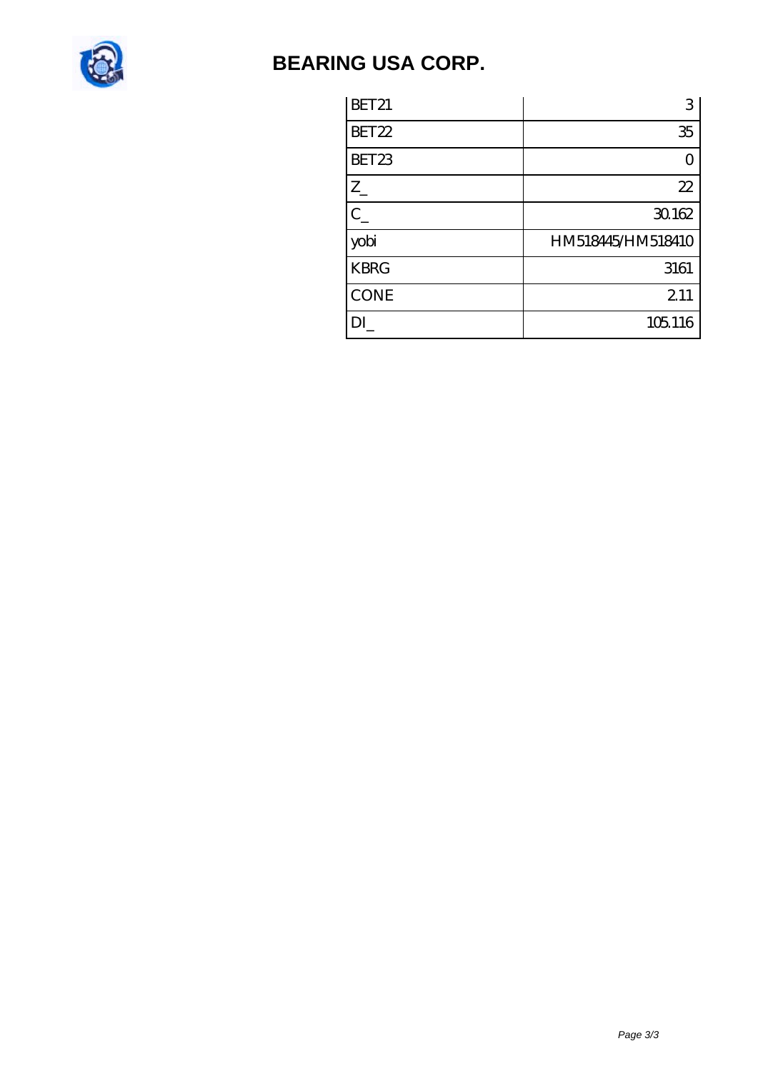# BEARING USA CORP.

| | |
|---|---|
| BET21 | 3 |
| BET22 | 35 |
| BET23 | 0 |
| Z_ | 22 |
| C_ | 30.162 |
| yobi | HM518445/HM518410 |
| KBRG | 3161 |
| CONE | 2.11 |
| DI_ | 105.116 |